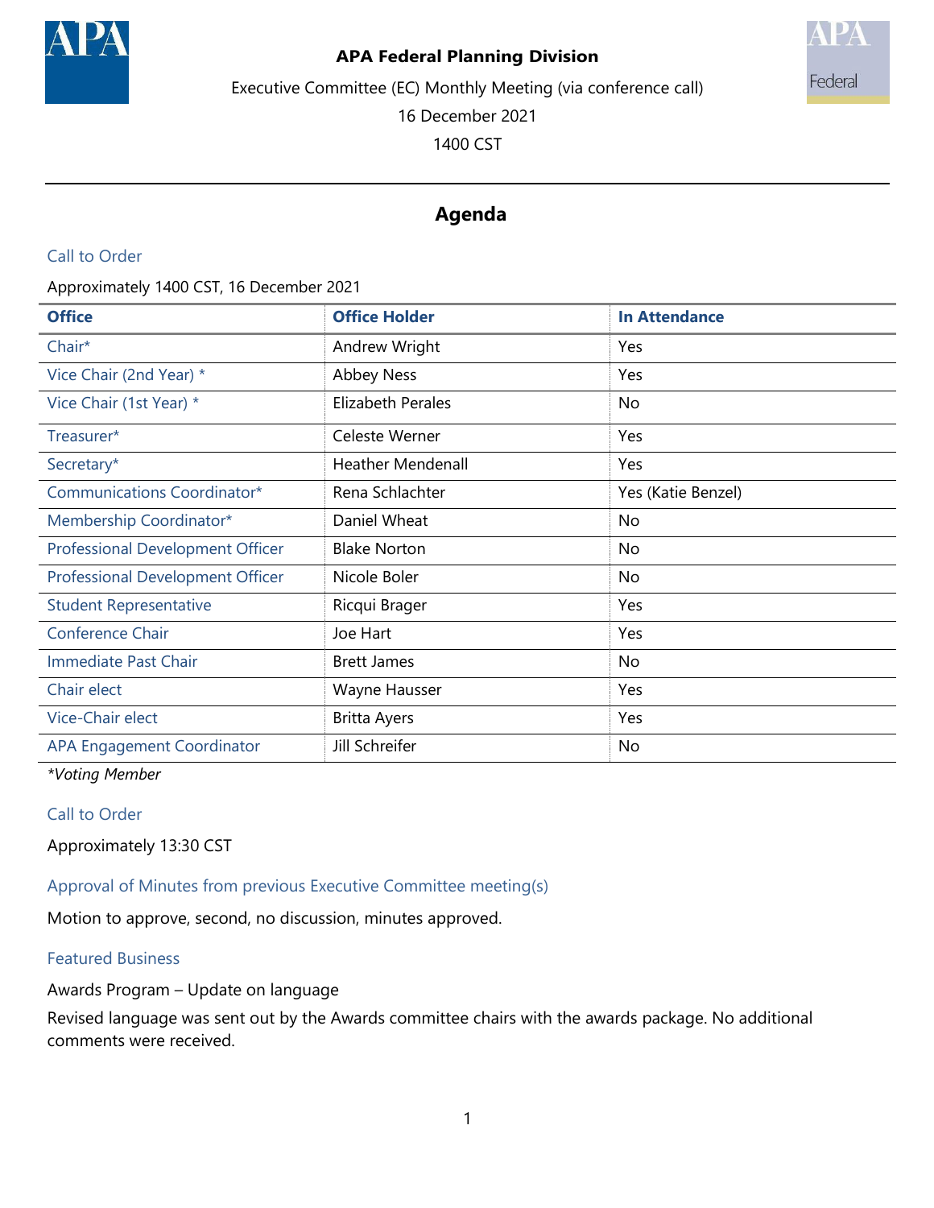**APA Federal Planning Division**

Executive Committee (EC) Monthly Meeting (via conference call)

16 December 2021

1400 CST

## Agenda

### Call to Order

Approximately 1400 CST, 16 December 2021

| Office | Office Holder | In Attendance |
|---|---|---|
| Chair* | Andrew Wright | Yes |
| Vice Chair (2nd Year) * | Abbey Ness | Yes |
| Vice Chair (1st Year) * | Elizabeth Perales | No |
| Treasurer* | Celeste Werner | Yes |
| Secretary* | Heather Mendenall | Yes |
| Communications Coordinator* | Rena Schlachter | Yes (Katie Benzel) |
| Membership Coordinator* | Daniel Wheat | No |
| Professional Development Officer | Blake Norton | No |
| Professional Development Officer | Nicole Boler | No |
| Student Representative | Ricqui Brager | Yes |
| Conference Chair | Joe Hart | Yes |
| Immediate Past Chair | Brett James | No |
| Chair elect | Wayne Hausser | Yes |
| Vice-Chair elect | Britta Ayers | Yes |
| APA Engagement Coordinator | Jill Schreifer | No |

*\*Voting Member*

### Call to Order

Approximately 13:30 CST

### Approval of Minutes from previous Executive Committee meeting(s)

Motion to approve, second, no discussion, minutes approved.

### Featured Business

Awards Program – Update on language

Revised language was sent out by the Awards committee chairs with the awards package. No additional comments were received.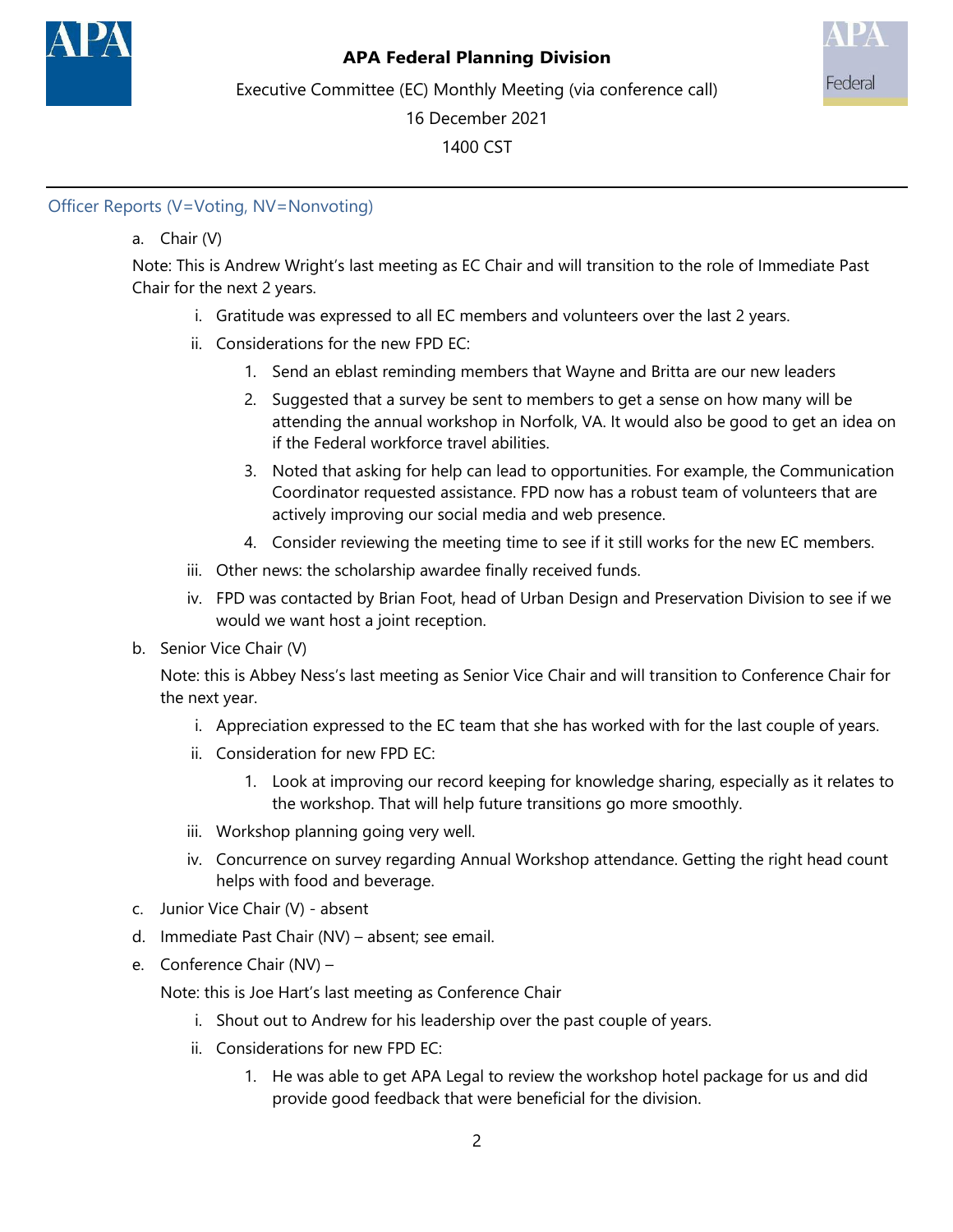**APA Federal Planning Division**

Executive Committee (EC) Monthly Meeting (via conference call)

16 December 2021

1400 CST

## Officer Reports (V=Voting, NV=Nonvoting)

a. Chair (V)

Note: This is Andrew Wright's last meeting as EC Chair and will transition to the role of Immediate Past Chair for the next 2 years.

   i. Gratitude was expressed to all EC members and volunteers over the last 2 years.

   ii. Considerations for the new FPD EC:

      1. Send an eblast reminding members that Wayne and Britta are our new leaders
      2. Suggested that a survey be sent to members to get a sense on how many will be attending the annual workshop in Norfolk, VA. It would also be good to get an idea on if the Federal workforce travel abilities.
      3. Noted that asking for help can lead to opportunities. For example, the Communication Coordinator requested assistance. FPD now has a robust team of volunteers that are actively improving our social media and web presence.
      4. Consider reviewing the meeting time to see if it still works for the new EC members.

   iii. Other news: the scholarship awardee finally received funds.

   iv. FPD was contacted by Brian Foot, head of Urban Design and Preservation Division to see if we would we want host a joint reception.

b. Senior Vice Chair (V)

Note: this is Abbey Ness's last meeting as Senior Vice Chair and will transition to Conference Chair for the next year.

   i. Appreciation expressed to the EC team that she has worked with for the last couple of years.

   ii. Consideration for new FPD EC:

      1. Look at improving our record keeping for knowledge sharing, especially as it relates to the workshop. That will help future transitions go more smoothly.

   iii. Workshop planning going very well.

   iv. Concurrence on survey regarding Annual Workshop attendance. Getting the right head count helps with food and beverage.

c. Junior Vice Chair (V) - absent

d. Immediate Past Chair (NV) – absent; see email.

e. Conference Chair (NV) –

Note: this is Joe Hart's last meeting as Conference Chair

   i. Shout out to Andrew for his leadership over the past couple of years.

   ii. Considerations for new FPD EC:

      1. He was able to get APA Legal to review the workshop hotel package for us and did provide good feedback that were beneficial for the division.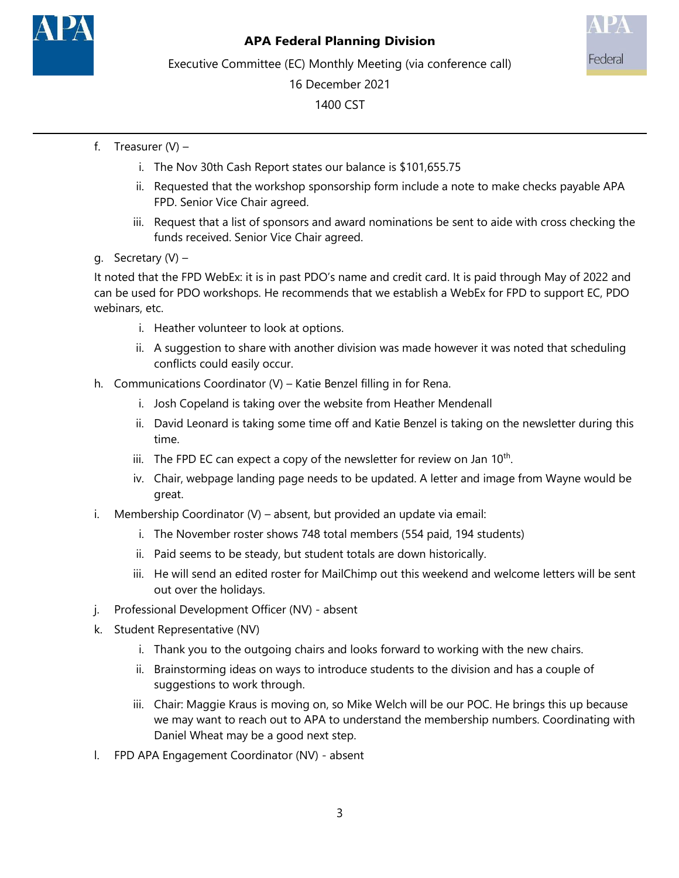f. Treasurer (V) –
   i. The Nov 30th Cash Report states our balance is $101,655.75
   ii. Requested that the workshop sponsorship form include a note to make checks payable APA FPD. Senior Vice Chair agreed.
   iii. Request that a list of sponsors and award nominations be sent to aide with cross checking the funds received. Senior Vice Chair agreed.

g. Secretary (V) –

It noted that the FPD WebEx: it is in past PDO's name and credit card. It is paid through May of 2022 and can be used for PDO workshops. He recommends that we establish a WebEx for FPD to support EC, PDO webinars, etc.

   i. Heather volunteer to look at options.
   ii. A suggestion to share with another division was made however it was noted that scheduling conflicts could easily occur.

h. Communications Coordinator (V) – Katie Benzel filling in for Rena.
   i. Josh Copeland is taking over the website from Heather Mendenall
   ii. David Leonard is taking some time off and Katie Benzel is taking on the newsletter during this time.
   iii. The FPD EC can expect a copy of the newsletter for review on Jan 10th.
   iv. Chair, webpage landing page needs to be updated. A letter and image from Wayne would be great.

i. Membership Coordinator (V) – absent, but provided an update via email:
   i. The November roster shows 748 total members (554 paid, 194 students)
   ii. Paid seems to be steady, but student totals are down historically.
   iii. He will send an edited roster for MailChimp out this weekend and welcome letters will be sent out over the holidays.

j. Professional Development Officer (NV) - absent

k. Student Representative (NV)
   i. Thank you to the outgoing chairs and looks forward to working with the new chairs.
   ii. Brainstorming ideas on ways to introduce students to the division and has a couple of suggestions to work through.
   iii. Chair: Maggie Kraus is moving on, so Mike Welch will be our POC. He brings this up because we may want to reach out to APA to understand the membership numbers. Coordinating with Daniel Wheat may be a good next step.

l. FPD APA Engagement Coordinator (NV) - absent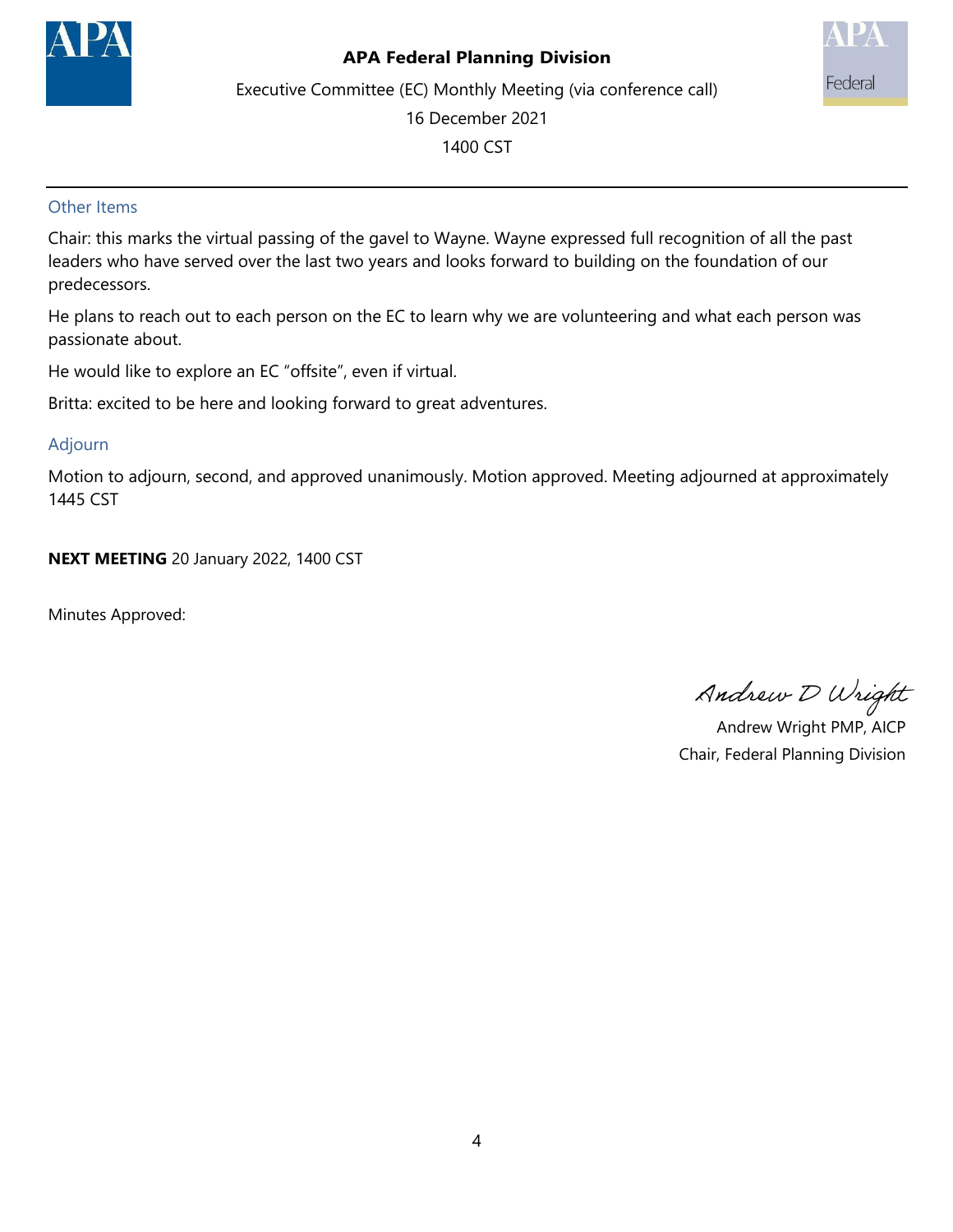**APA Federal Planning Division**

Executive Committee (EC) Monthly Meeting (via conference call)
16 December 2021
1400 CST

## Other Items

Chair: this marks the virtual passing of the gavel to Wayne. Wayne expressed full recognition of all the past leaders who have served over the last two years and looks forward to building on the foundation of our predecessors.

He plans to reach out to each person on the EC to learn why we are volunteering and what each person was passionate about.

He would like to explore an EC "offsite", even if virtual.

Britta: excited to be here and looking forward to great adventures.

## Adjourn

Motion to adjourn, second, and approved unanimously. Motion approved. Meeting adjourned at approximately 1445 CST

**NEXT MEETING** 20 January 2022, 1400 CST

Minutes Approved:

Andrew D Wright

Andrew Wright PMP, AICP
Chair, Federal Planning Division